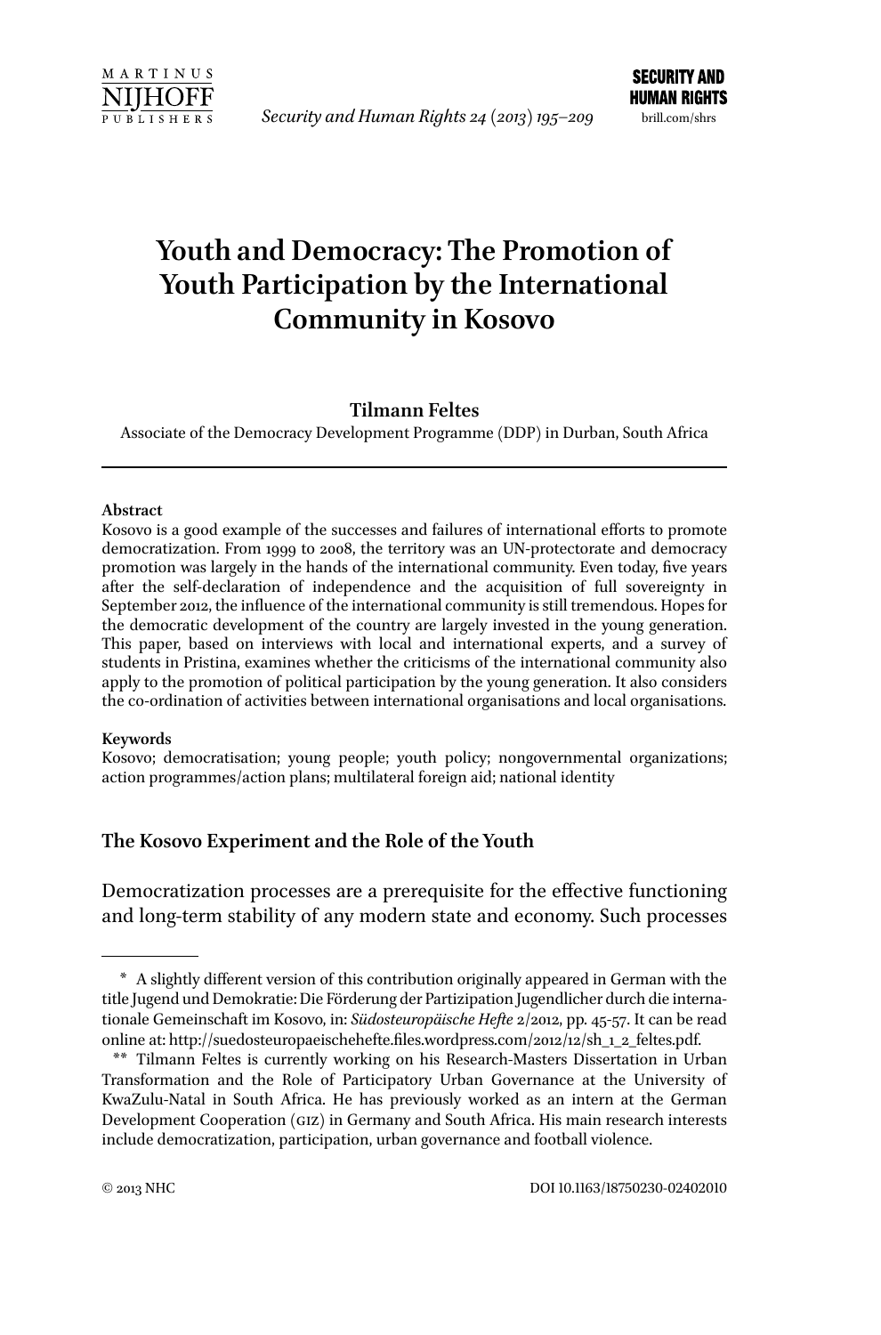# Youth and Democracy: The Promotion of Youth Participation by the International Community in Kosovo

**Tilmann Feltes**

Associate of the Democracy Development Programme (DDP) in Durban, South Africa

---

**Abstract**

Kosovo is a good example of the successes and failures of international efforts to promote democratization. From 1999 to 2008, the territory was an UN-protectorate and democracy promotion was largely in the hands of the international community. Even today, five years after the self-declaration of independence and the acquisition of full sovereignty in September 2012, the influence of the international community is still tremendous. Hopes for the democratic development of the country are largely invested in the young generation. This paper, based on interviews with local and international experts, and a survey of students in Pristina, examines whether the criticisms of the international community also apply to the promotion of political participation by the young generation. It also considers the co-ordination of activities between international organisations and local organisations.

**Keywords**

Kosovo; democratisation; young people; youth policy; nongovernmental organizations; action programmes/action plans; multilateral foreign aid; national identity

## The Kosovo Experiment and the Role of the Youth

Democratization processes are a prerequisite for the effective functioning and long-term stability of any modern state and economy. Such processes

---

\* A slightly different version of this contribution originally appeared in German with the title Jugend und Demokratie: Die Förderung der Partizipation Jugendlicher durch die internationale Gemeinschaft im Kosovo, in: *Südosteuropäische Hefte* 2/2012, pp. 45-57. It can be read online at: http://suedosteuropaeischehefte.files.wordpress.com/2012/12/sh_1_2_feltes.pdf.

\*\* Tilmann Feltes is currently working on his Research-Masters Dissertation in Urban Transformation and the Role of Participatory Urban Governance at the University of KwaZulu-Natal in South Africa. He has previously worked as an intern at the German Development Cooperation (GIZ) in Germany and South Africa. His main research interests include democratization, participation, urban governance and football violence.

© 2013 NHC DOI 10.1163/18750230-02402010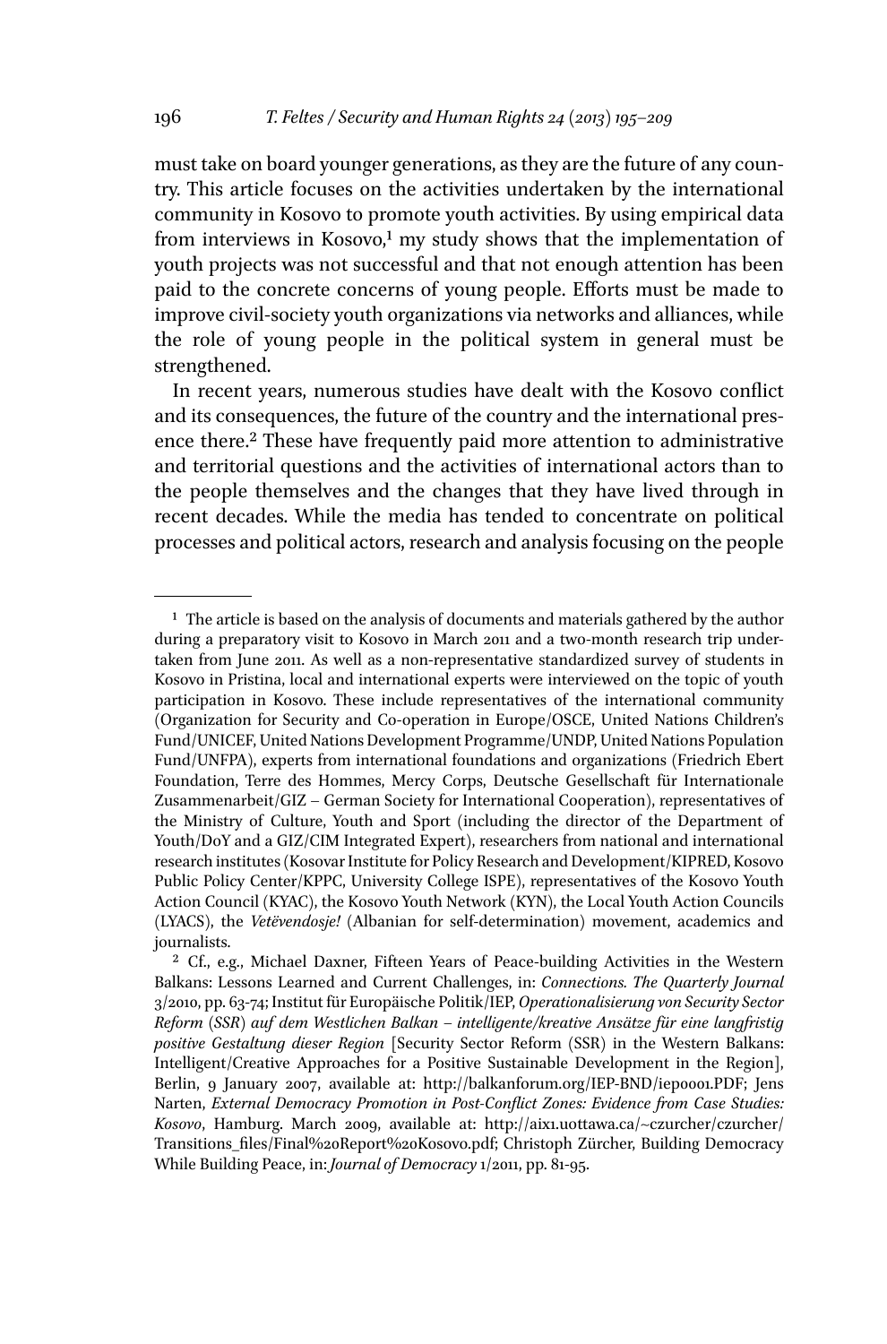must take on board younger generations, as they are the future of any country. This article focuses on the activities undertaken by the international community in Kosovo to promote youth activities. By using empirical data from interviews in Kosovo,[1] my study shows that the implementation of youth projects was not successful and that not enough attention has been paid to the concrete concerns of young people. Efforts must be made to improve civil-society youth organizations via networks and alliances, while the role of young people in the political system in general must be strengthened.

In recent years, numerous studies have dealt with the Kosovo conflict and its consequences, the future of the country and the international presence there.[2] These have frequently paid more attention to administrative and territorial questions and the activities of international actors than to the people themselves and the changes that they have lived through in recent decades. While the media has tended to concentrate on political processes and political actors, research and analysis focusing on the people

---

[1] The article is based on the analysis of documents and materials gathered by the author during a preparatory visit to Kosovo in March 2011 and a two-month research trip undertaken from June 2011. As well as a non-representative standardized survey of students in Kosovo in Pristina, local and international experts were interviewed on the topic of youth participation in Kosovo. These include representatives of the international community (Organization for Security and Co-operation in Europe/OSCE, United Nations Children's Fund/UNICEF, United Nations Development Programme/UNDP, United Nations Population Fund/UNFPA), experts from international foundations and organizations (Friedrich Ebert Foundation, Terre des Hommes, Mercy Corps, Deutsche Gesellschaft für Internationale Zusammenarbeit/GIZ – German Society for International Cooperation), representatives of the Ministry of Culture, Youth and Sport (including the director of the Department of Youth/DoY and a GIZ/CIM Integrated Expert), researchers from national and international research institutes (Kosovar Institute for Policy Research and Development/KIPRED, Kosovo Public Policy Center/KPPC, University College ISPE), representatives of the Kosovo Youth Action Council (KYAC), the Kosovo Youth Network (KYN), the Local Youth Action Councils (LYACS), the *Vetëvendosje!* (Albanian for self-determination) movement, academics and journalists.

[2] Cf., e.g., Michael Daxner, Fifteen Years of Peace-building Activities in the Western Balkans: Lessons Learned and Current Challenges, in: *Connections. The Quarterly Journal* 3/2010, pp. 63-74; Institut für Europäische Politik/IEP, *Operationalisierung von Security Sector Reform (SSR) auf dem Westlichen Balkan – intelligente/kreative Ansätze für eine langfristig positive Gestaltung dieser Region* [Security Sector Reform (SSR) in the Western Balkans: Intelligent/Creative Approaches for a Positive Sustainable Development in the Region], Berlin, 9 January 2007, available at: http://balkanforum.org/IEP-BND/iep0001.PDF; Jens Narten, *External Democracy Promotion in Post-Conflict Zones: Evidence from Case Studies: Kosovo*, Hamburg. March 2009, available at: http://aix1.uottawa.ca/~czurcher/czurcher/Transitions_files/Final%20Report%20Kosovo.pdf; Christoph Zürcher, Building Democracy While Building Peace, in: *Journal of Democracy* 1/2011, pp. 81-95.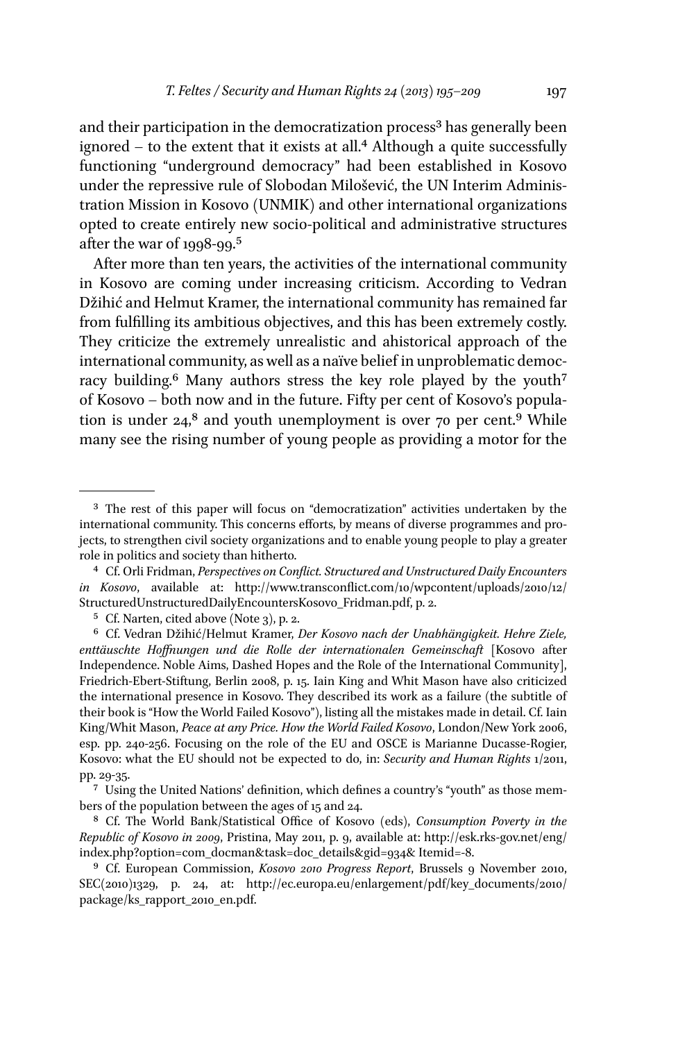and their participation in the democratization process[3] has generally been ignored – to the extent that it exists at all.[4] Although a quite successfully functioning "underground democracy" had been established in Kosovo under the repressive rule of Slobodan Milošević, the UN Interim Administration Mission in Kosovo (UNMIK) and other international organizations opted to create entirely new socio-political and administrative structures after the war of 1998-99.[5]

After more than ten years, the activities of the international community in Kosovo are coming under increasing criticism. According to Vedran Džihić and Helmut Kramer, the international community has remained far from fulfilling its ambitious objectives, and this has been extremely costly. They criticize the extremely unrealistic and ahistorical approach of the international community, as well as a naïve belief in unproblematic democracy building.[6] Many authors stress the key role played by the youth[7] of Kosovo – both now and in the future. Fifty per cent of Kosovo's population is under 24,[8] and youth unemployment is over 70 per cent.[9] While many see the rising number of young people as providing a motor for the

---

[3] The rest of this paper will focus on "democratization" activities undertaken by the international community. This concerns efforts, by means of diverse programmes and projects, to strengthen civil society organizations and to enable young people to play a greater role in politics and society than hitherto.

[4] Cf. Orli Fridman, *Perspectives on Conflict. Structured and Unstructured Daily Encounters in Kosovo*, available at: http://www.transconflict.com/10/wpcontent/uploads/2010/12/StructuredUnstructuredDailyEncountersKosovo_Fridman.pdf, p. 2.

[5] Cf. Narten, cited above (Note 3), p. 2.

[6] Cf. Vedran Džihić/Helmut Kramer, *Der Kosovo nach der Unabhängigkeit. Hehre Ziele, enttäuschte Hoffnungen und die Rolle der internationalen Gemeinschaft* [Kosovo after Independence. Noble Aims, Dashed Hopes and the Role of the International Community], Friedrich-Ebert-Stiftung, Berlin 2008, p. 15. Iain King and Whit Mason have also criticized the international presence in Kosovo. They described its work as a failure (the subtitle of their book is "How the World Failed Kosovo"), listing all the mistakes made in detail. Cf. Iain King/Whit Mason, *Peace at any Price. How the World Failed Kosovo*, London/New York 2006, esp. pp. 240-256. Focusing on the role of the EU and OSCE is Marianne Ducasse-Rogier, Kosovo: what the EU should not be expected to do, in: *Security and Human Rights* 1/2011, pp. 29-35.

[7] Using the United Nations' definition, which defines a country's "youth" as those members of the population between the ages of 15 and 24.

[8] Cf. The World Bank/Statistical Office of Kosovo (eds), *Consumption Poverty in the Republic of Kosovo in 2009*, Pristina, May 2011, p. 9, available at: http://esk.rks-gov.net/eng/index.php?option=com_docman&task=doc_details&gid=934& Itemid=-8.

[9] Cf. European Commission, *Kosovo 2010 Progress Report*, Brussels 9 November 2010, SEC(2010)1329, p. 24, at: http://ec.europa.eu/enlargement/pdf/key_documents/2010/package/ks_rapport_2010_en.pdf.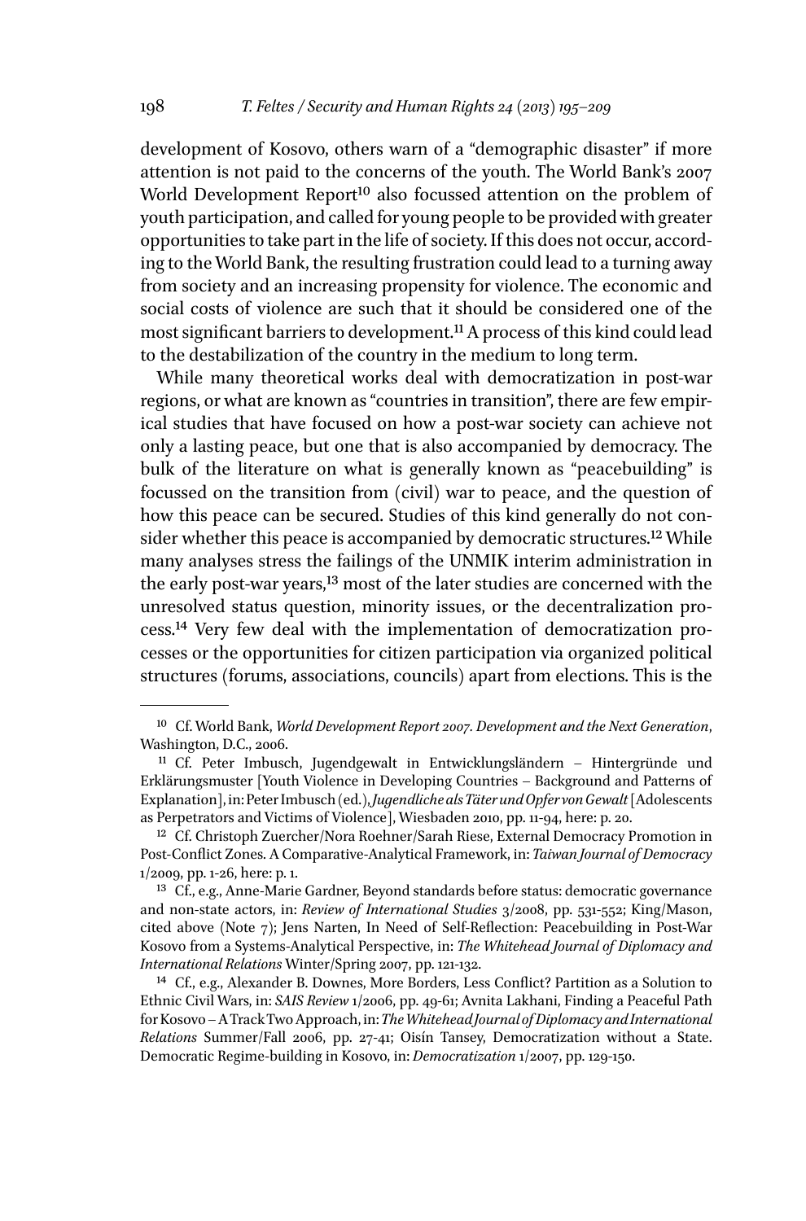development of Kosovo, others warn of a "demographic disaster" if more attention is not paid to the concerns of the youth. The World Bank's 2007 World Development Report[10] also focussed attention on the problem of youth participation, and called for young people to be provided with greater opportunities to take part in the life of society. If this does not occur, according to the World Bank, the resulting frustration could lead to a turning away from society and an increasing propensity for violence. The economic and social costs of violence are such that it should be considered one of the most significant barriers to development.[11] A process of this kind could lead to the destabilization of the country in the medium to long term.

While many theoretical works deal with democratization in post-war regions, or what are known as "countries in transition", there are few empirical studies that have focused on how a post-war society can achieve not only a lasting peace, but one that is also accompanied by democracy. The bulk of the literature on what is generally known as "peacebuilding" is focussed on the transition from (civil) war to peace, and the question of how this peace can be secured. Studies of this kind generally do not consider whether this peace is accompanied by democratic structures.[12] While many analyses stress the failings of the UNMIK interim administration in the early post-war years,[13] most of the later studies are concerned with the unresolved status question, minority issues, or the decentralization process.[14] Very few deal with the implementation of democratization processes or the opportunities for citizen participation via organized political structures (forums, associations, councils) apart from elections. This is the

---

[10] Cf. World Bank, *World Development Report 2007. Development and the Next Generation*, Washington, D.C., 2006.

[11] Cf. Peter Imbusch, Jugendgewalt in Entwicklungsländern – Hintergründe und Erklärungsmuster [Youth Violence in Developing Countries – Background and Patterns of Explanation], in: Peter Imbusch (ed.), *Jugendliche als Täter und Opfer von Gewalt* [Adolescents as Perpetrators and Victims of Violence], Wiesbaden 2010, pp. 11-94, here: p. 20.

[12] Cf. Christoph Zuercher/Nora Roehner/Sarah Riese, External Democracy Promotion in Post-Conflict Zones. A Comparative-Analytical Framework, in: *Taiwan Journal of Democracy* 1/2009, pp. 1-26, here: p. 1.

[13] Cf., e.g., Anne-Marie Gardner, Beyond standards before status: democratic governance and non-state actors, in: *Review of International Studies* 3/2008, pp. 531-552; King/Mason, cited above (Note 7); Jens Narten, In Need of Self-Reflection: Peacebuilding in Post-War Kosovo from a Systems-Analytical Perspective, in: *The Whitehead Journal of Diplomacy and International Relations* Winter/Spring 2007, pp. 121-132.

[14] Cf., e.g., Alexander B. Downes, More Borders, Less Conflict? Partition as a Solution to Ethnic Civil Wars, in: *SAIS Review* 1/2006, pp. 49-61; Avnita Lakhani, Finding a Peaceful Path for Kosovo – A Track Two Approach, in: *The Whitehead Journal of Diplomacy and International Relations* Summer/Fall 2006, pp. 27-41; Oisín Tansey, Democratization without a State. Democratic Regime-building in Kosovo, in: *Democratization* 1/2007, pp. 129-150.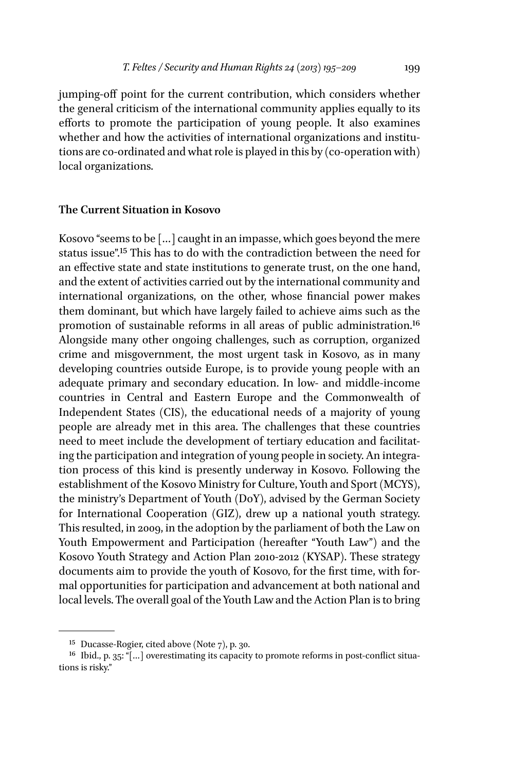jumping-off point for the current contribution, which considers whether the general criticism of the international community applies equally to its efforts to promote the participation of young people. It also examines whether and how the activities of international organizations and institutions are co-ordinated and what role is played in this by (co-operation with) local organizations.

## The Current Situation in Kosovo

Kosovo "seems to be [...] caught in an impasse, which goes beyond the mere status issue".[15] This has to do with the contradiction between the need for an effective state and state institutions to generate trust, on the one hand, and the extent of activities carried out by the international community and international organizations, on the other, whose financial power makes them dominant, but which have largely failed to achieve aims such as the promotion of sustainable reforms in all areas of public administration.[16] Alongside many other ongoing challenges, such as corruption, organized crime and misgovernment, the most urgent task in Kosovo, as in many developing countries outside Europe, is to provide young people with an adequate primary and secondary education. In low- and middle-income countries in Central and Eastern Europe and the Commonwealth of Independent States (CIS), the educational needs of a majority of young people are already met in this area. The challenges that these countries need to meet include the development of tertiary education and facilitating the participation and integration of young people in society. An integration process of this kind is presently underway in Kosovo. Following the establishment of the Kosovo Ministry for Culture, Youth and Sport (MCYS), the ministry's Department of Youth (DoY), advised by the German Society for International Cooperation (GIZ), drew up a national youth strategy. This resulted, in 2009, in the adoption by the parliament of both the Law on Youth Empowerment and Participation (hereafter "Youth Law") and the Kosovo Youth Strategy and Action Plan 2010-2012 (KYSAP). These strategy documents aim to provide the youth of Kosovo, for the first time, with formal opportunities for participation and advancement at both national and local levels. The overall goal of the Youth Law and the Action Plan is to bring

---

[15] Ducasse-Rogier, cited above (Note 7), p. 30.

[16] Ibid., p. 35: "[...] overestimating its capacity to promote reforms in post-conflict situations is risky."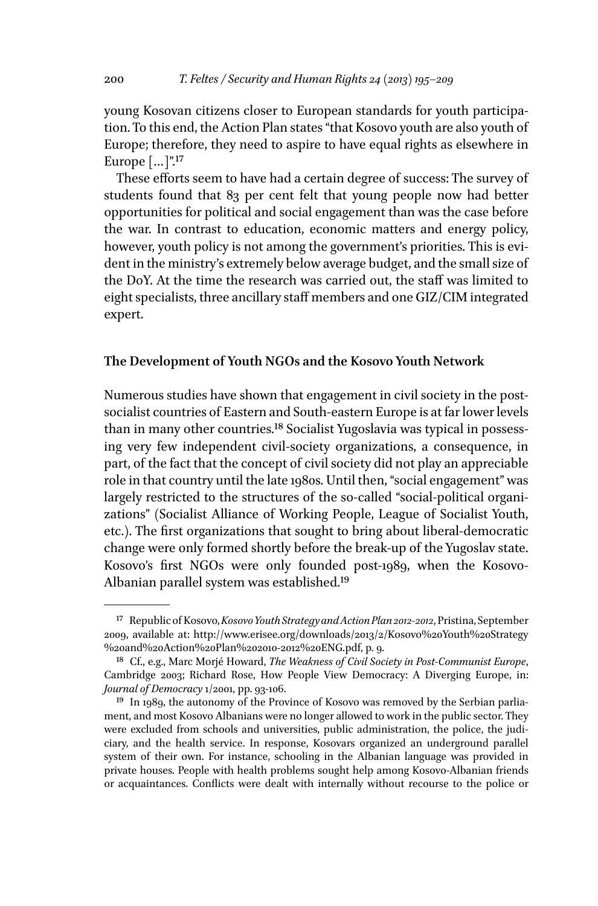young Kosovan citizens closer to European standards for youth participation. To this end, the Action Plan states "that Kosovo youth are also youth of Europe; therefore, they need to aspire to have equal rights as elsewhere in Europe [...]".[17]

These efforts seem to have had a certain degree of success: The survey of students found that 83 per cent felt that young people now had better opportunities for political and social engagement than was the case before the war. In contrast to education, economic matters and energy policy, however, youth policy is not among the government's priorities. This is evident in the ministry's extremely below average budget, and the small size of the DoY. At the time the research was carried out, the staff was limited to eight specialists, three ancillary staff members and one GIZ/CIM integrated expert.

## The Development of Youth NGOs and the Kosovo Youth Network

Numerous studies have shown that engagement in civil society in the post-socialist countries of Eastern and South-eastern Europe is at far lower levels than in many other countries.[18] Socialist Yugoslavia was typical in possessing very few independent civil-society organizations, a consequence, in part, of the fact that the concept of civil society did not play an appreciable role in that country until the late 1980s. Until then, "social engagement" was largely restricted to the structures of the so-called "social-political organizations" (Socialist Alliance of Working People, League of Socialist Youth, etc.). The first organizations that sought to bring about liberal-democratic change were only formed shortly before the break-up of the Yugoslav state. Kosovo's first NGOs were only founded post-1989, when the Kosovo-Albanian parallel system was established.[19]

---

[17] Republic of Kosovo, *Kosovo Youth Strategy and Action Plan 2012-2012*, Pristina, September 2009, available at: http://www.erisee.org/downloads/2013/2/Kosovo%20Youth%20Strategy%20and%20Action%20Plan%202010-2012%20ENG.pdf, p. 9.

[18] Cf., e.g., Marc Morjé Howard, *The Weakness of Civil Society in Post-Communist Europe*, Cambridge 2003; Richard Rose, How People View Democracy: A Diverging Europe, in: *Journal of Democracy* 1/2001, pp. 93-106.

[19] In 1989, the autonomy of the Province of Kosovo was removed by the Serbian parliament, and most Kosovo Albanians were no longer allowed to work in the public sector. They were excluded from schools and universities, public administration, the police, the judiciary, and the health service. In response, Kosovars organized an underground parallel system of their own. For instance, schooling in the Albanian language was provided in private houses. People with health problems sought help among Kosovo-Albanian friends or acquaintances. Conflicts were dealt with internally without recourse to the police or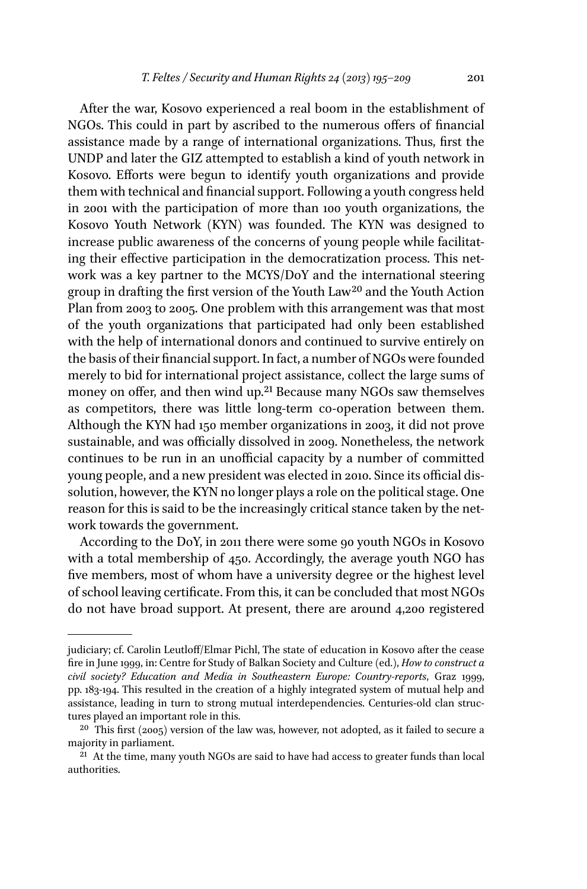After the war, Kosovo experienced a real boom in the establishment of NGOs. This could in part by ascribed to the numerous offers of financial assistance made by a range of international organizations. Thus, first the UNDP and later the GIZ attempted to establish a kind of youth network in Kosovo. Efforts were begun to identify youth organizations and provide them with technical and financial support. Following a youth congress held in 2001 with the participation of more than 100 youth organizations, the Kosovo Youth Network (KYN) was founded. The KYN was designed to increase public awareness of the concerns of young people while facilitating their effective participation in the democratization process. This network was a key partner to the MCYS/DoY and the international steering group in drafting the first version of the Youth Law[20] and the Youth Action Plan from 2003 to 2005. One problem with this arrangement was that most of the youth organizations that participated had only been established with the help of international donors and continued to survive entirely on the basis of their financial support. In fact, a number of NGOs were founded merely to bid for international project assistance, collect the large sums of money on offer, and then wind up.[21] Because many NGOs saw themselves as competitors, there was little long-term co-operation between them. Although the KYN had 150 member organizations in 2003, it did not prove sustainable, and was officially dissolved in 2009. Nonetheless, the network continues to be run in an unofficial capacity by a number of committed young people, and a new president was elected in 2010. Since its official dissolution, however, the KYN no longer plays a role on the political stage. One reason for this is said to be the increasingly critical stance taken by the network towards the government.

According to the DoY, in 2011 there were some 90 youth NGOs in Kosovo with a total membership of 450. Accordingly, the average youth NGO has five members, most of whom have a university degree or the highest level of school leaving certificate. From this, it can be concluded that most NGOs do not have broad support. At present, there are around 4,200 registered

---

judiciary; cf. Carolin Leutloff/Elmar Pichl, The state of education in Kosovo after the cease fire in June 1999, in: Centre for Study of Balkan Society and Culture (ed.), *How to construct a civil society? Education and Media in Southeastern Europe: Country-reports*, Graz 1999, pp. 183-194. This resulted in the creation of a highly integrated system of mutual help and assistance, leading in turn to strong mutual interdependencies. Centuries-old clan structures played an important role in this.

[20] This first (2005) version of the law was, however, not adopted, as it failed to secure a majority in parliament.

[21] At the time, many youth NGOs are said to have had access to greater funds than local authorities.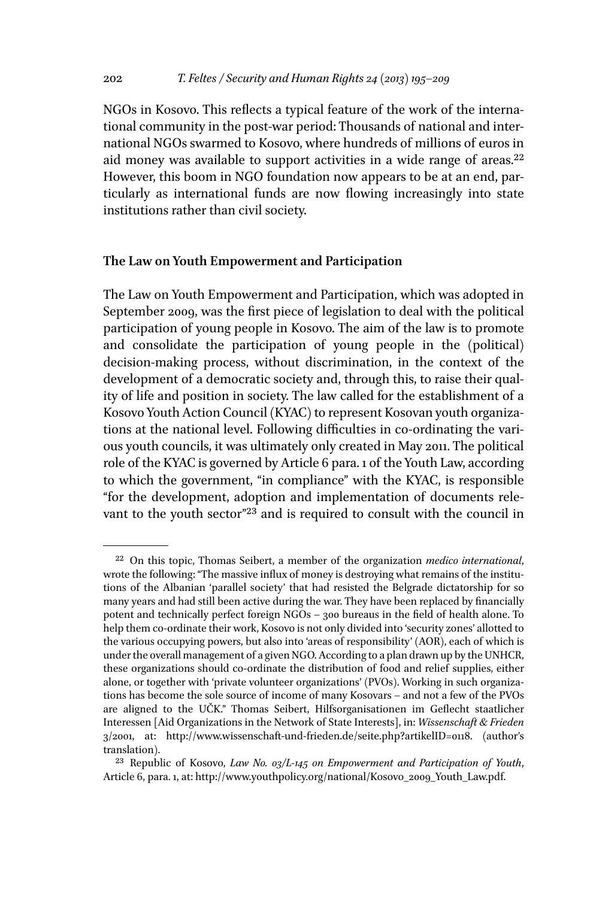NGOs in Kosovo. This reflects a typical feature of the work of the international community in the post-war period: Thousands of national and international NGOs swarmed to Kosovo, where hundreds of millions of euros in aid money was available to support activities in a wide range of areas.[22] However, this boom in NGO foundation now appears to be at an end, particularly as international funds are now flowing increasingly into state institutions rather than civil society.

## The Law on Youth Empowerment and Participation

The Law on Youth Empowerment and Participation, which was adopted in September 2009, was the first piece of legislation to deal with the political participation of young people in Kosovo. The aim of the law is to promote and consolidate the participation of young people in the (political) decision-making process, without discrimination, in the context of the development of a democratic society and, through this, to raise their quality of life and position in society. The law called for the establishment of a Kosovo Youth Action Council (KYAC) to represent Kosovan youth organizations at the national level. Following difficulties in co-ordinating the various youth councils, it was ultimately only created in May 2011. The political role of the KYAC is governed by Article 6 para. 1 of the Youth Law, according to which the government, "in compliance" with the KYAC, is responsible "for the development, adoption and implementation of documents relevant to the youth sector"[23] and is required to consult with the council in

---

[22] On this topic, Thomas Seibert, a member of the organization *medico international*, wrote the following: "The massive influx of money is destroying what remains of the institutions of the Albanian 'parallel society' that had resisted the Belgrade dictatorship for so many years and had still been active during the war. They have been replaced by financially potent and technically perfect foreign NGOs – 300 bureaus in the field of health alone. To help them co-ordinate their work, Kosovo is not only divided into 'security zones' allotted to the various occupying powers, but also into 'areas of responsibility' (AOR), each of which is under the overall management of a given NGO. According to a plan drawn up by the UNHCR, these organizations should co-ordinate the distribution of food and relief supplies, either alone, or together with 'private volunteer organizations' (PVOs). Working in such organizations has become the sole source of income of many Kosovars – and not a few of the PVOs are aligned to the UČK." Thomas Seibert, Hilfsorganisationen im Geflecht staatlicher Interessen [Aid Organizations in the Network of State Interests], in: *Wissenschaft & Frieden* 3/2001, at: http://www.wissenschaft-und-frieden.de/seite.php?artikelID=0118. (author's translation).

[23] Republic of Kosovo, *Law No. 03/L-145 on Empowerment and Participation of Youth*, Article 6, para. 1, at: http://www.youthpolicy.org/national/Kosovo_2009_Youth_Law.pdf.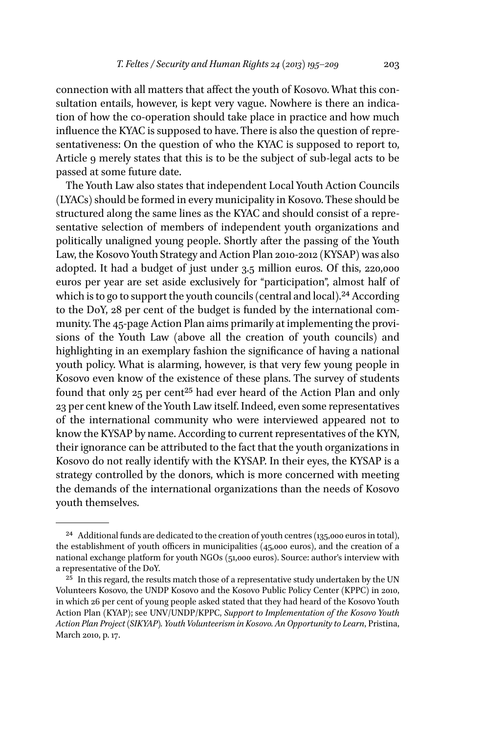connection with all matters that affect the youth of Kosovo. What this consultation entails, however, is kept very vague. Nowhere is there an indication of how the co-operation should take place in practice and how much influence the KYAC is supposed to have. There is also the question of representativeness: On the question of who the KYAC is supposed to report to, Article 9 merely states that this is to be the subject of sub-legal acts to be passed at some future date.

The Youth Law also states that independent Local Youth Action Councils (LYACs) should be formed in every municipality in Kosovo. These should be structured along the same lines as the KYAC and should consist of a representative selection of members of independent youth organizations and politically unaligned young people. Shortly after the passing of the Youth Law, the Kosovo Youth Strategy and Action Plan 2010-2012 (KYSAP) was also adopted. It had a budget of just under 3.5 million euros. Of this, 220,000 euros per year are set aside exclusively for "participation", almost half of which is to go to support the youth councils (central and local).[24] According to the DoY, 28 per cent of the budget is funded by the international community. The 45-page Action Plan aims primarily at implementing the provisions of the Youth Law (above all the creation of youth councils) and highlighting in an exemplary fashion the significance of having a national youth policy. What is alarming, however, is that very few young people in Kosovo even know of the existence of these plans. The survey of students found that only 25 per cent[25] had ever heard of the Action Plan and only 23 per cent knew of the Youth Law itself. Indeed, even some representatives of the international community who were interviewed appeared not to know the KYSAP by name. According to current representatives of the KYN, their ignorance can be attributed to the fact that the youth organizations in Kosovo do not really identify with the KYSAP. In their eyes, the KYSAP is a strategy controlled by the donors, which is more concerned with meeting the demands of the international organizations than the needs of Kosovo youth themselves.

---

[24] Additional funds are dedicated to the creation of youth centres (135,000 euros in total), the establishment of youth officers in municipalities (45,000 euros), and the creation of a national exchange platform for youth NGOs (51,000 euros). Source: author's interview with a representative of the DoY.

[25] In this regard, the results match those of a representative study undertaken by the UN Volunteers Kosovo, the UNDP Kosovo and the Kosovo Public Policy Center (KPPC) in 2010, in which 26 per cent of young people asked stated that they had heard of the Kosovo Youth Action Plan (KYAP); see UNV/UNDP/KPPC, *Support to Implementation of the Kosovo Youth Action Plan Project (SIKYAP). Youth Volunteerism in Kosovo. An Opportunity to Learn*, Pristina, March 2010, p. 17.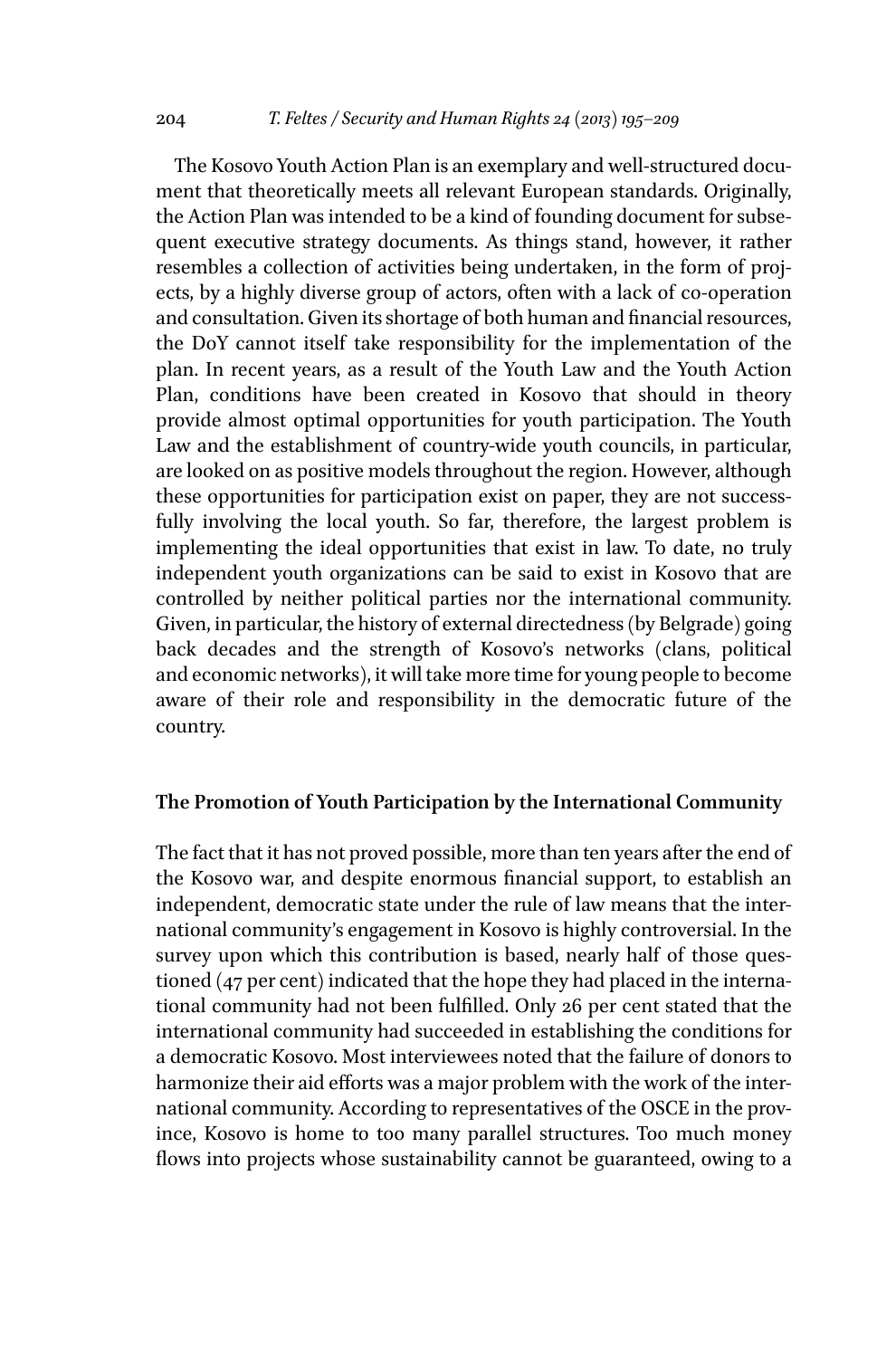The Kosovo Youth Action Plan is an exemplary and well-structured document that theoretically meets all relevant European standards. Originally, the Action Plan was intended to be a kind of founding document for subsequent executive strategy documents. As things stand, however, it rather resembles a collection of activities being undertaken, in the form of projects, by a highly diverse group of actors, often with a lack of co-operation and consultation. Given its shortage of both human and financial resources, the DoY cannot itself take responsibility for the implementation of the plan. In recent years, as a result of the Youth Law and the Youth Action Plan, conditions have been created in Kosovo that should in theory provide almost optimal opportunities for youth participation. The Youth Law and the establishment of country-wide youth councils, in particular, are looked on as positive models throughout the region. However, although these opportunities for participation exist on paper, they are not successfully involving the local youth. So far, therefore, the largest problem is implementing the ideal opportunities that exist in law. To date, no truly independent youth organizations can be said to exist in Kosovo that are controlled by neither political parties nor the international community. Given, in particular, the history of external directedness (by Belgrade) going back decades and the strength of Kosovo's networks (clans, political and economic networks), it will take more time for young people to become aware of their role and responsibility in the democratic future of the country.

## The Promotion of Youth Participation by the International Community

The fact that it has not proved possible, more than ten years after the end of the Kosovo war, and despite enormous financial support, to establish an independent, democratic state under the rule of law means that the international community's engagement in Kosovo is highly controversial. In the survey upon which this contribution is based, nearly half of those questioned (47 per cent) indicated that the hope they had placed in the international community had not been fulfilled. Only 26 per cent stated that the international community had succeeded in establishing the conditions for a democratic Kosovo. Most interviewees noted that the failure of donors to harmonize their aid efforts was a major problem with the work of the international community. According to representatives of the OSCE in the province, Kosovo is home to too many parallel structures. Too much money flows into projects whose sustainability cannot be guaranteed, owing to a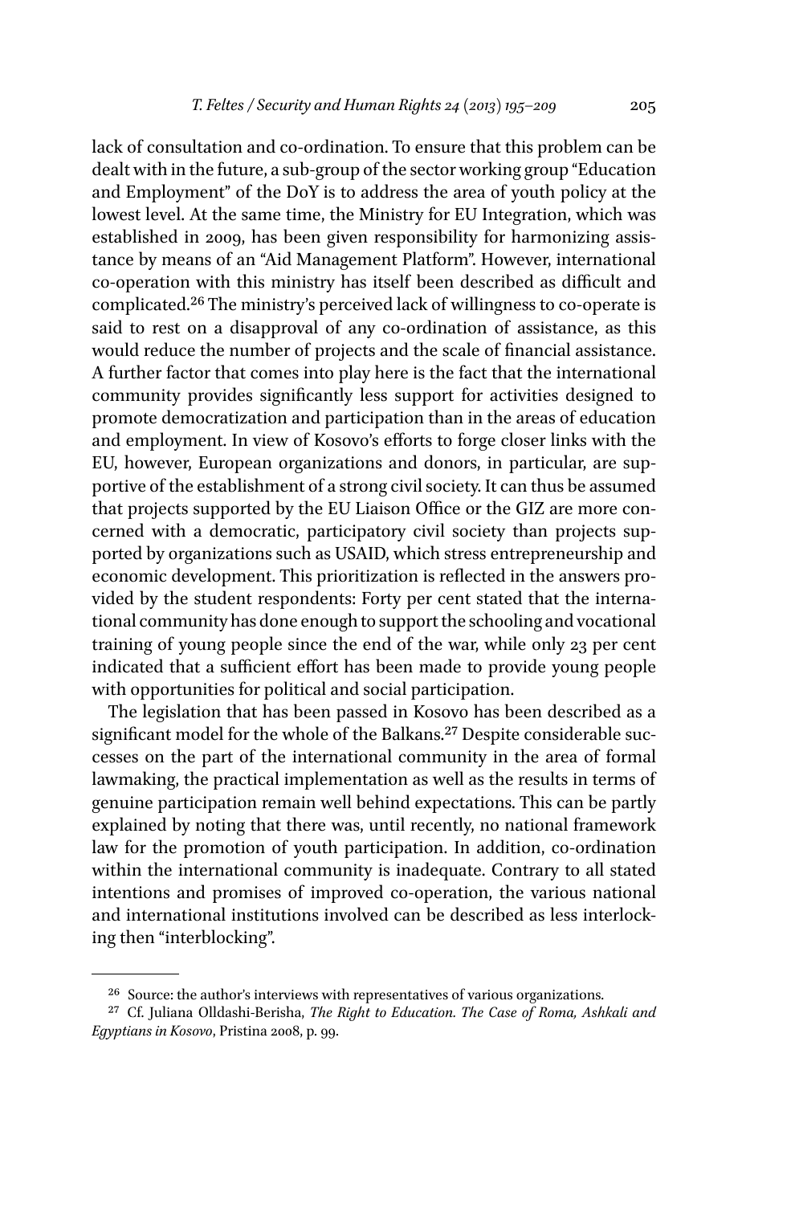lack of consultation and co-ordination. To ensure that this problem can be dealt with in the future, a sub-group of the sector working group "Education and Employment" of the DoY is to address the area of youth policy at the lowest level. At the same time, the Ministry for EU Integration, which was established in 2009, has been given responsibility for harmonizing assistance by means of an "Aid Management Platform". However, international co-operation with this ministry has itself been described as difficult and complicated.[26] The ministry's perceived lack of willingness to co-operate is said to rest on a disapproval of any co-ordination of assistance, as this would reduce the number of projects and the scale of financial assistance. A further factor that comes into play here is the fact that the international community provides significantly less support for activities designed to promote democratization and participation than in the areas of education and employment. In view of Kosovo's efforts to forge closer links with the EU, however, European organizations and donors, in particular, are supportive of the establishment of a strong civil society. It can thus be assumed that projects supported by the EU Liaison Office or the GIZ are more concerned with a democratic, participatory civil society than projects supported by organizations such as USAID, which stress entrepreneurship and economic development. This prioritization is reflected in the answers provided by the student respondents: Forty per cent stated that the international community has done enough to support the schooling and vocational training of young people since the end of the war, while only 23 per cent indicated that a sufficient effort has been made to provide young people with opportunities for political and social participation.

The legislation that has been passed in Kosovo has been described as a significant model for the whole of the Balkans.[27] Despite considerable successes on the part of the international community in the area of formal lawmaking, the practical implementation as well as the results in terms of genuine participation remain well behind expectations. This can be partly explained by noting that there was, until recently, no national framework law for the promotion of youth participation. In addition, co-ordination within the international community is inadequate. Contrary to all stated intentions and promises of improved co-operation, the various national and international institutions involved can be described as less interlocking then "interblocking".

[26] Source: the author's interviews with representatives of various organizations.

[27] Cf. Juliana Olldashi-Berisha, *The Right to Education. The Case of Roma, Ashkali and Egyptians in Kosovo*, Pristina 2008, p. 99.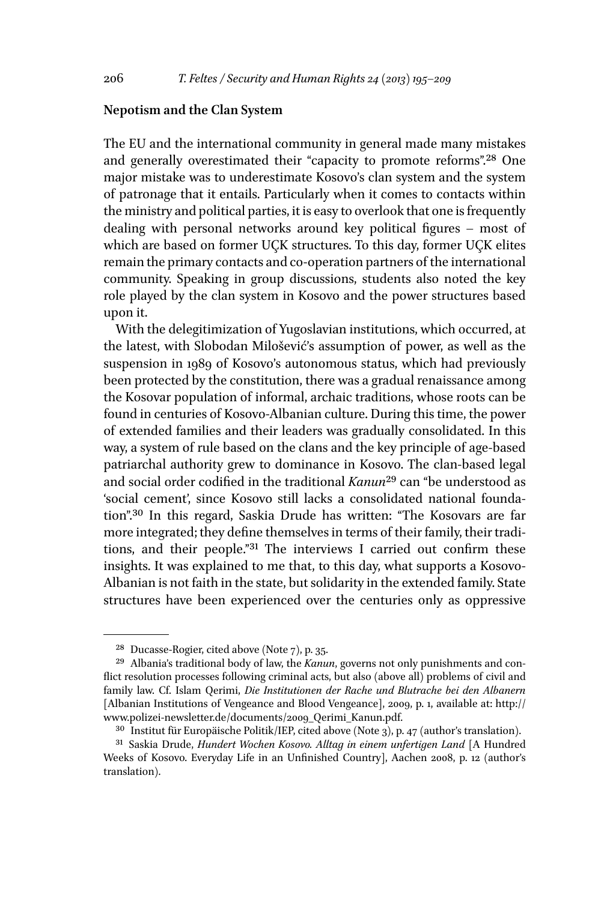## Nepotism and the Clan System

The EU and the international community in general made many mistakes and generally overestimated their "capacity to promote reforms".[28] One major mistake was to underestimate Kosovo's clan system and the system of patronage that it entails. Particularly when it comes to contacts within the ministry and political parties, it is easy to overlook that one is frequently dealing with personal networks around key political figures – most of which are based on former UÇK structures. To this day, former UÇK elites remain the primary contacts and co-operation partners of the international community. Speaking in group discussions, students also noted the key role played by the clan system in Kosovo and the power structures based upon it.

With the delegitimization of Yugoslavian institutions, which occurred, at the latest, with Slobodan Milošević's assumption of power, as well as the suspension in 1989 of Kosovo's autonomous status, which had previously been protected by the constitution, there was a gradual renaissance among the Kosovar population of informal, archaic traditions, whose roots can be found in centuries of Kosovo-Albanian culture. During this time, the power of extended families and their leaders was gradually consolidated. In this way, a system of rule based on the clans and the key principle of age-based patriarchal authority grew to dominance in Kosovo. The clan-based legal and social order codified in the traditional *Kanun*[29] can "be understood as 'social cement', since Kosovo still lacks a consolidated national foundation".[30] In this regard, Saskia Drude has written: "The Kosovars are far more integrated; they define themselves in terms of their family, their traditions, and their people."[31] The interviews I carried out confirm these insights. It was explained to me that, to this day, what supports a Kosovo-Albanian is not faith in the state, but solidarity in the extended family. State structures have been experienced over the centuries only as oppressive

---

[28] Ducasse-Rogier, cited above (Note 7), p. 35.

[29] Albania's traditional body of law, the *Kanun*, governs not only punishments and conflict resolution processes following criminal acts, but also (above all) problems of civil and family law. Cf. Islam Qerimi, *Die Institutionen der Rache und Blutrache bei den Albanern* [Albanian Institutions of Vengeance and Blood Vengeance], 2009, p. 1, available at: http://www.polizei-newsletter.de/documents/2009_Qerimi_Kanun.pdf.

[30] Institut für Europäische Politik/IEP, cited above (Note 3), p. 47 (author's translation).

[31] Saskia Drude, *Hundert Wochen Kosovo. Alltag in einem unfertigen Land* [A Hundred Weeks of Kosovo. Everyday Life in an Unfinished Country], Aachen 2008, p. 12 (author's translation).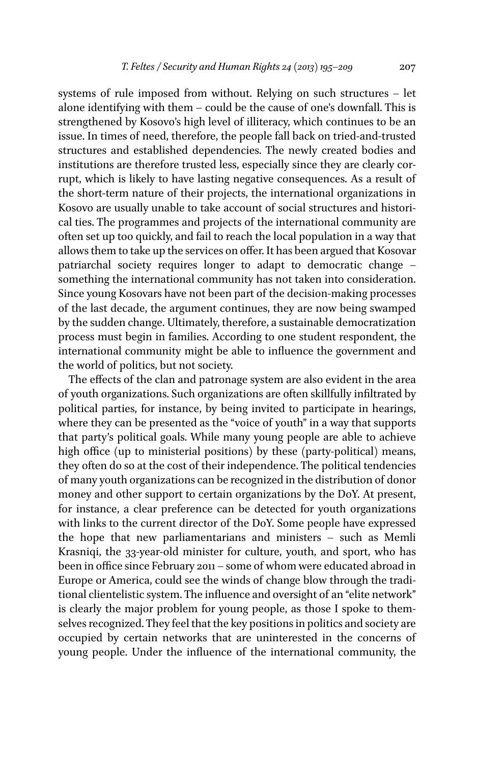systems of rule imposed from without. Relying on such structures – let alone identifying with them – could be the cause of one's downfall. This is strengthened by Kosovo's high level of illiteracy, which continues to be an issue. In times of need, therefore, the people fall back on tried-and-trusted structures and established dependencies. The newly created bodies and institutions are therefore trusted less, especially since they are clearly corrupt, which is likely to have lasting negative consequences. As a result of the short-term nature of their projects, the international organizations in Kosovo are usually unable to take account of social structures and historical ties. The programmes and projects of the international community are often set up too quickly, and fail to reach the local population in a way that allows them to take up the services on offer. It has been argued that Kosovar patriarchal society requires longer to adapt to democratic change – something the international community has not taken into consideration. Since young Kosovars have not been part of the decision-making processes of the last decade, the argument continues, they are now being swamped by the sudden change. Ultimately, therefore, a sustainable democratization process must begin in families. According to one student respondent, the international community might be able to influence the government and the world of politics, but not society.

The effects of the clan and patronage system are also evident in the area of youth organizations. Such organizations are often skillfully infiltrated by political parties, for instance, by being invited to participate in hearings, where they can be presented as the "voice of youth" in a way that supports that party's political goals. While many young people are able to achieve high office (up to ministerial positions) by these (party-political) means, they often do so at the cost of their independence. The political tendencies of many youth organizations can be recognized in the distribution of donor money and other support to certain organizations by the DoY. At present, for instance, a clear preference can be detected for youth organizations with links to the current director of the DoY. Some people have expressed the hope that new parliamentarians and ministers – such as Memli Krasniqi, the 33-year-old minister for culture, youth, and sport, who has been in office since February 2011 – some of whom were educated abroad in Europe or America, could see the winds of change blow through the traditional clientelistic system. The influence and oversight of an "elite network" is clearly the major problem for young people, as those I spoke to themselves recognized. They feel that the key positions in politics and society are occupied by certain networks that are uninterested in the concerns of young people. Under the influence of the international community, the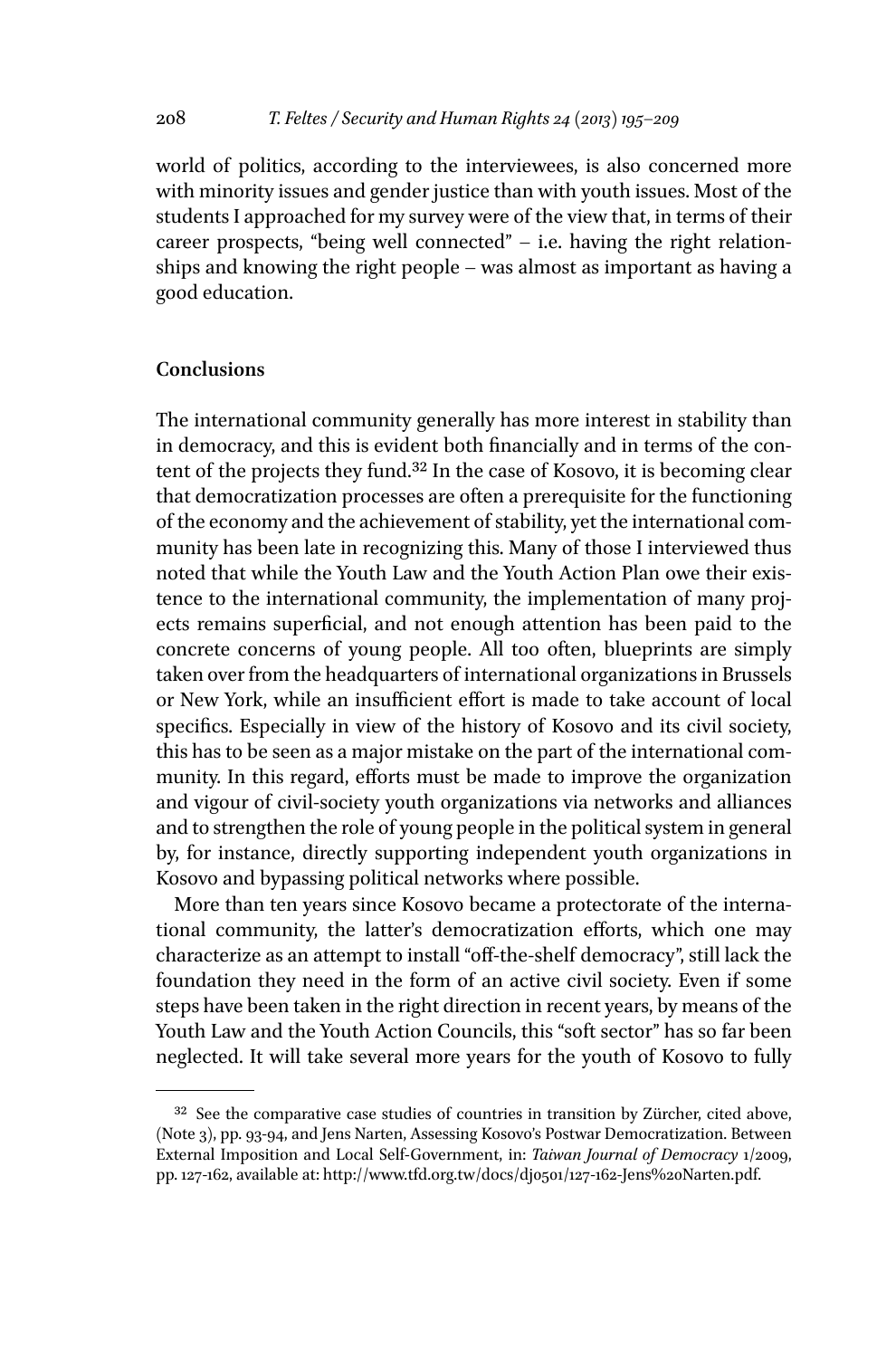world of politics, according to the interviewees, is also concerned more with minority issues and gender justice than with youth issues. Most of the students I approached for my survey were of the view that, in terms of their career prospects, "being well connected" – i.e. having the right relationships and knowing the right people – was almost as important as having a good education.

**Conclusions**

The international community generally has more interest in stability than in democracy, and this is evident both financially and in terms of the content of the projects they fund.[32] In the case of Kosovo, it is becoming clear that democratization processes are often a prerequisite for the functioning of the economy and the achievement of stability, yet the international community has been late in recognizing this. Many of those I interviewed thus noted that while the Youth Law and the Youth Action Plan owe their existence to the international community, the implementation of many projects remains superficial, and not enough attention has been paid to the concrete concerns of young people. All too often, blueprints are simply taken over from the headquarters of international organizations in Brussels or New York, while an insufficient effort is made to take account of local specifics. Especially in view of the history of Kosovo and its civil society, this has to be seen as a major mistake on the part of the international community. In this regard, efforts must be made to improve the organization and vigour of civil-society youth organizations via networks and alliances and to strengthen the role of young people in the political system in general by, for instance, directly supporting independent youth organizations in Kosovo and bypassing political networks where possible.

More than ten years since Kosovo became a protectorate of the international community, the latter's democratization efforts, which one may characterize as an attempt to install "off-the-shelf democracy", still lack the foundation they need in the form of an active civil society. Even if some steps have been taken in the right direction in recent years, by means of the Youth Law and the Youth Action Councils, this "soft sector" has so far been neglected. It will take several more years for the youth of Kosovo to fully

---

[32] See the comparative case studies of countries in transition by Zürcher, cited above, (Note 3), pp. 93-94, and Jens Narten, Assessing Kosovo's Postwar Democratization. Between External Imposition and Local Self-Government, in: *Taiwan Journal of Democracy* 1/2009, pp. 127-162, available at: http://www.tfd.org.tw/docs/dj0501/127-162-Jens%20Narten.pdf.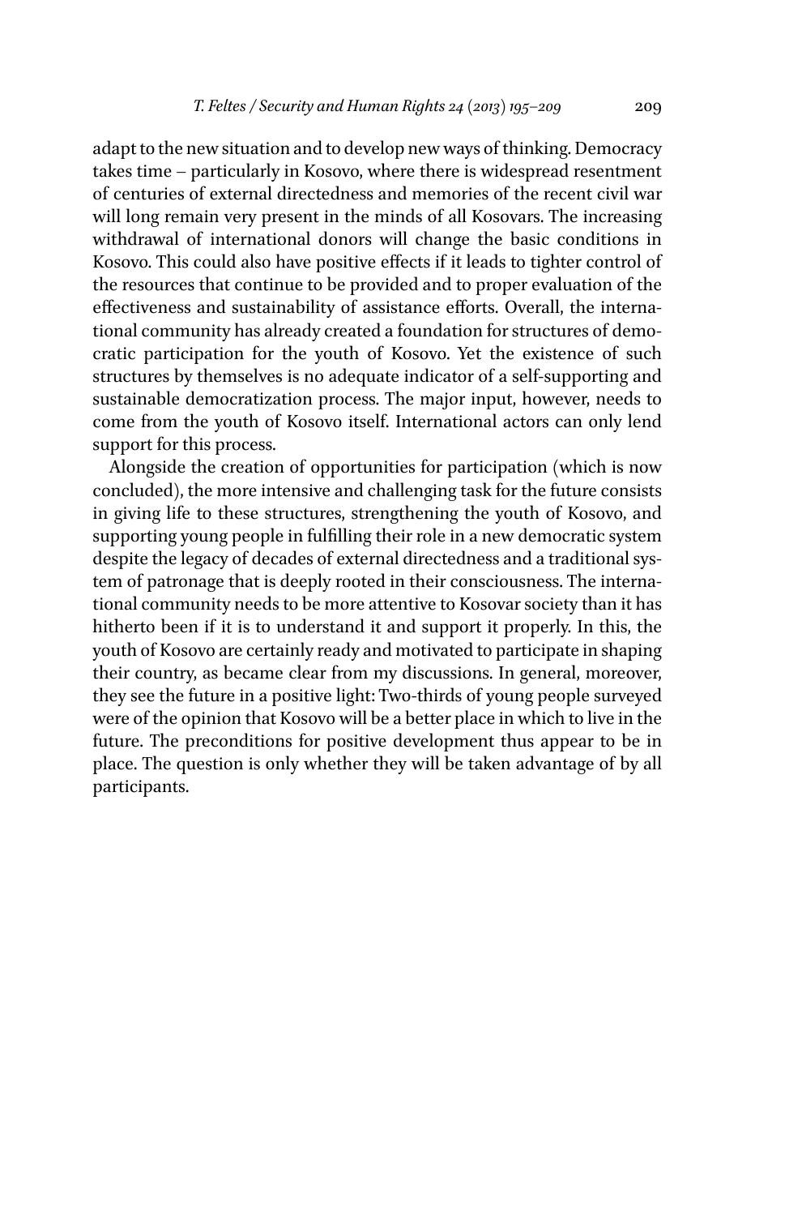adapt to the new situation and to develop new ways of thinking. Democracy takes time – particularly in Kosovo, where there is widespread resentment of centuries of external directedness and memories of the recent civil war will long remain very present in the minds of all Kosovars. The increasing withdrawal of international donors will change the basic conditions in Kosovo. This could also have positive effects if it leads to tighter control of the resources that continue to be provided and to proper evaluation of the effectiveness and sustainability of assistance efforts. Overall, the international community has already created a foundation for structures of democratic participation for the youth of Kosovo. Yet the existence of such structures by themselves is no adequate indicator of a self-supporting and sustainable democratization process. The major input, however, needs to come from the youth of Kosovo itself. International actors can only lend support for this process.

Alongside the creation of opportunities for participation (which is now concluded), the more intensive and challenging task for the future consists in giving life to these structures, strengthening the youth of Kosovo, and supporting young people in fulfilling their role in a new democratic system despite the legacy of decades of external directedness and a traditional system of patronage that is deeply rooted in their consciousness. The international community needs to be more attentive to Kosovar society than it has hitherto been if it is to understand it and support it properly. In this, the youth of Kosovo are certainly ready and motivated to participate in shaping their country, as became clear from my discussions. In general, moreover, they see the future in a positive light: Two-thirds of young people surveyed were of the opinion that Kosovo will be a better place in which to live in the future. The preconditions for positive development thus appear to be in place. The question is only whether they will be taken advantage of by all participants.